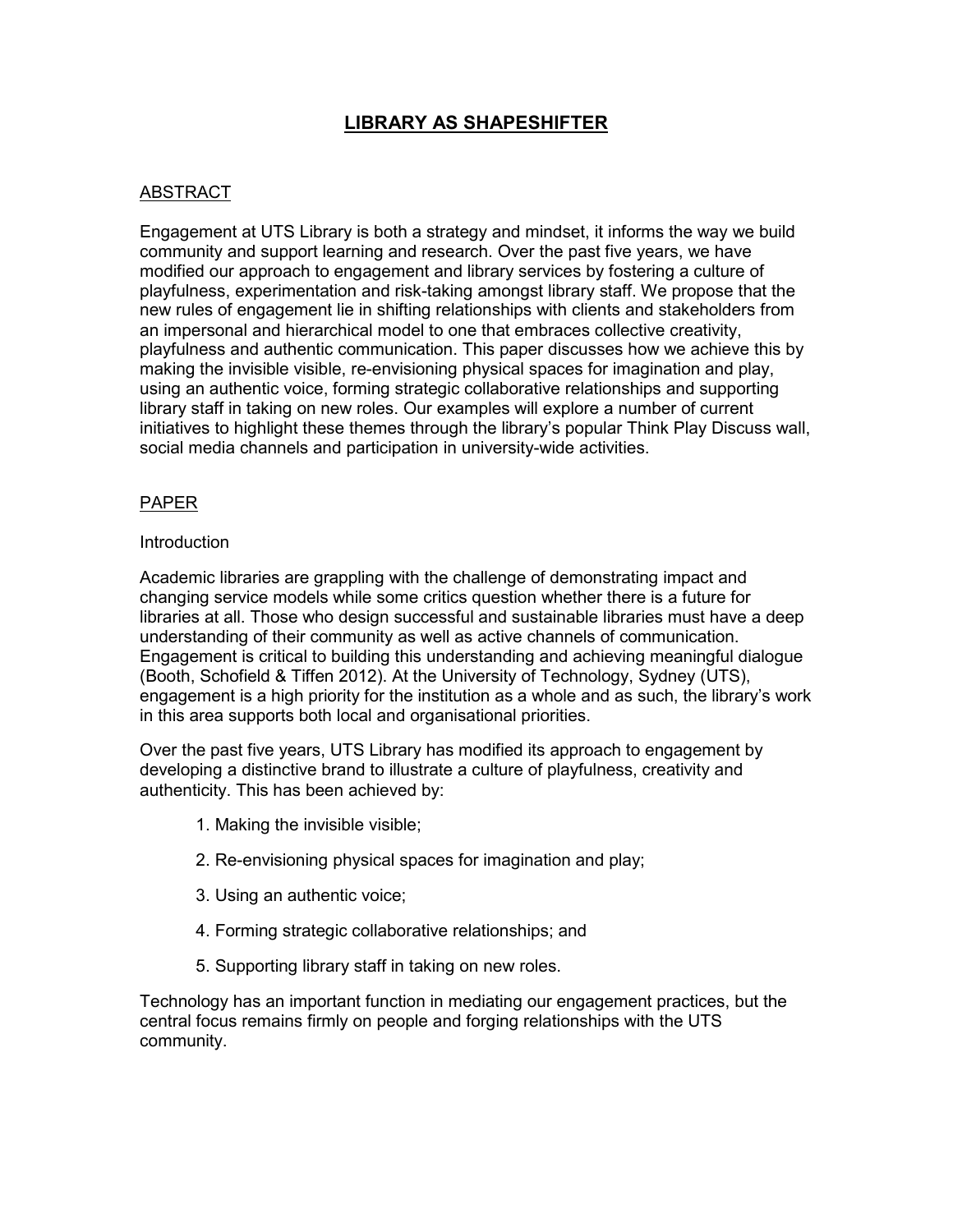# LIBRARY AS SHAPESHIFTER

## ABSTRACT

Engagement at UTS Library is both a strategy and mindset, it informs the way we build community and support learning and research. Over the past five years, we have modified our approach to engagement and library services by fostering a culture of playfulness, experimentation and risk-taking amongst library staff. We propose that the new rules of engagement lie in shifting relationships with clients and stakeholders from an impersonal and hierarchical model to one that embraces collective creativity, playfulness and authentic communication. This paper discusses how we achieve this by making the invisible visible, re-envisioning physical spaces for imagination and play, using an authentic voice, forming strategic collaborative relationships and supporting library staff in taking on new roles. Our examples will explore a number of current initiatives to highlight these themes through the library's popular Think Play Discuss wall, social media channels and participation in university-wide activities.

## PAPER

### Introduction

Academic libraries are grappling with the challenge of demonstrating impact and changing service models while some critics question whether there is a future for libraries at all. Those who design successful and sustainable libraries must have a deep understanding of their community as well as active channels of communication. Engagement is critical to building this understanding and achieving meaningful dialogue (Booth, Schofield & Tiffen 2012). At the University of Technology, Sydney (UTS), engagement is a high priority for the institution as a whole and as such, the library's work in this area supports both local and organisational priorities.

Over the past five years, UTS Library has modified its approach to engagement by developing a distinctive brand to illustrate a culture of playfulness, creativity and authenticity. This has been achieved by:

1. Making the invisible visible;
2. Re-envisioning physical spaces for imagination and play;
3. Using an authentic voice;
4. Forming strategic collaborative relationships; and
5. Supporting library staff in taking on new roles.

Technology has an important function in mediating our engagement practices, but the central focus remains firmly on people and forging relationships with the UTS community.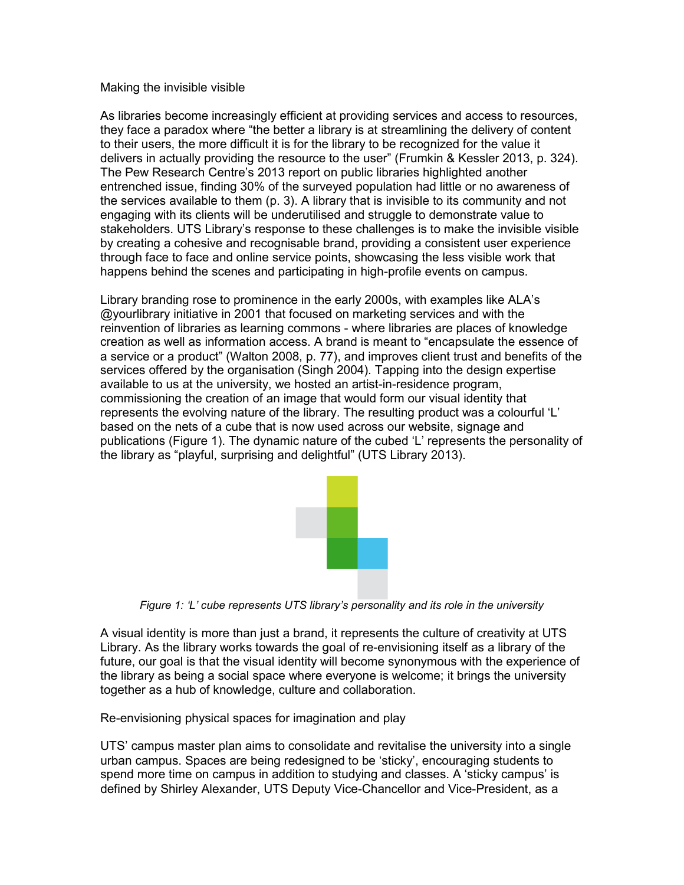## Making the invisible visible

As libraries become increasingly efficient at providing services and access to resources, they face a paradox where "the better a library is at streamlining the delivery of content to their users, the more difficult it is for the library to be recognized for the value it delivers in actually providing the resource to the user" (Frumkin & Kessler 2013, p. 324). The Pew Research Centre's 2013 report on public libraries highlighted another entrenched issue, finding 30% of the surveyed population had little or no awareness of the services available to them (p. 3). A library that is invisible to its community and not engaging with its clients will be underutilised and struggle to demonstrate value to stakeholders. UTS Library's response to these challenges is to make the invisible visible by creating a cohesive and recognisable brand, providing a consistent user experience through face to face and online service points, showcasing the less visible work that happens behind the scenes and participating in high-profile events on campus.

Library branding rose to prominence in the early 2000s, with examples like ALA's @yourlibrary initiative in 2001 that focused on marketing services and with the reinvention of libraries as learning commons - where libraries are places of knowledge creation as well as information access. A brand is meant to "encapsulate the essence of a service or a product" (Walton 2008, p. 77), and improves client trust and benefits of the services offered by the organisation (Singh 2004). Tapping into the design expertise available to us at the university, we hosted an artist-in-residence program, commissioning the creation of an image that would form our visual identity that represents the evolving nature of the library. The resulting product was a colourful 'L' based on the nets of a cube that is now used across our website, signage and publications (Figure 1). The dynamic nature of the cubed 'L' represents the personality of the library as "playful, surprising and delightful" (UTS Library 2013).

*Figure 1: 'L' cube represents UTS library's personality and its role in the university*

A visual identity is more than just a brand, it represents the culture of creativity at UTS Library. As the library works towards the goal of re-envisioning itself as a library of the future, our goal is that the visual identity will become synonymous with the experience of the library as being a social space where everyone is welcome; it brings the university together as a hub of knowledge, culture and collaboration.

## Re-envisioning physical spaces for imagination and play

UTS' campus master plan aims to consolidate and revitalise the university into a single urban campus. Spaces are being redesigned to be 'sticky', encouraging students to spend more time on campus in addition to studying and classes. A 'sticky campus' is defined by Shirley Alexander, UTS Deputy Vice-Chancellor and Vice-President, as a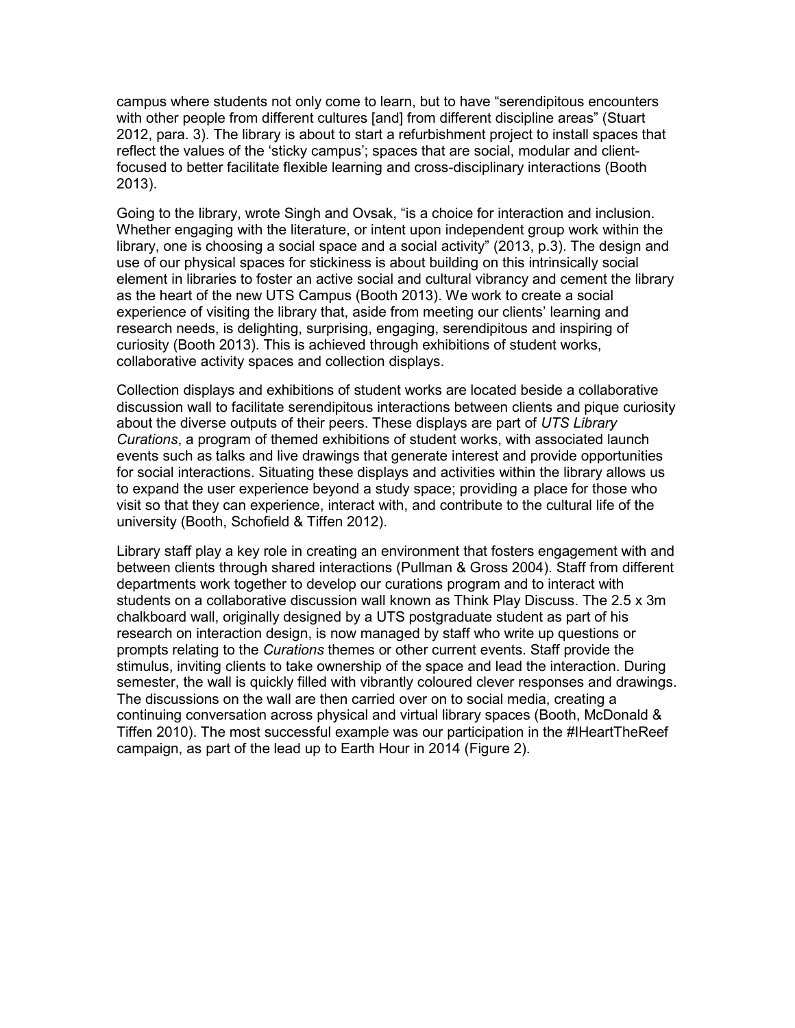campus where students not only come to learn, but to have "serendipitous encounters with other people from different cultures [and] from different discipline areas" (Stuart 2012, para. 3). The library is about to start a refurbishment project to install spaces that reflect the values of the 'sticky campus'; spaces that are social, modular and client-focused to better facilitate flexible learning and cross-disciplinary interactions (Booth 2013).

Going to the library, wrote Singh and Ovsak, "is a choice for interaction and inclusion. Whether engaging with the literature, or intent upon independent group work within the library, one is choosing a social space and a social activity" (2013, p.3). The design and use of our physical spaces for stickiness is about building on this intrinsically social element in libraries to foster an active social and cultural vibrancy and cement the library as the heart of the new UTS Campus (Booth 2013). We work to create a social experience of visiting the library that, aside from meeting our clients' learning and research needs, is delighting, surprising, engaging, serendipitous and inspiring of curiosity (Booth 2013). This is achieved through exhibitions of student works, collaborative activity spaces and collection displays.

Collection displays and exhibitions of student works are located beside a collaborative discussion wall to facilitate serendipitous interactions between clients and pique curiosity about the diverse outputs of their peers. These displays are part of *UTS Library Curations*, a program of themed exhibitions of student works, with associated launch events such as talks and live drawings that generate interest and provide opportunities for social interactions. Situating these displays and activities within the library allows us to expand the user experience beyond a study space; providing a place for those who visit so that they can experience, interact with, and contribute to the cultural life of the university (Booth, Schofield & Tiffen 2012).

Library staff play a key role in creating an environment that fosters engagement with and between clients through shared interactions (Pullman & Gross 2004). Staff from different departments work together to develop our curations program and to interact with students on a collaborative discussion wall known as Think Play Discuss. The 2.5 x 3m chalkboard wall, originally designed by a UTS postgraduate student as part of his research on interaction design, is now managed by staff who write up questions or prompts relating to the *Curations* themes or other current events. Staff provide the stimulus, inviting clients to take ownership of the space and lead the interaction. During semester, the wall is quickly filled with vibrantly coloured clever responses and drawings. The discussions on the wall are then carried over on to social media, creating a continuing conversation across physical and virtual library spaces (Booth, McDonald & Tiffen 2010). The most successful example was our participation in the #IHeartTheReef campaign, as part of the lead up to Earth Hour in 2014 (Figure 2).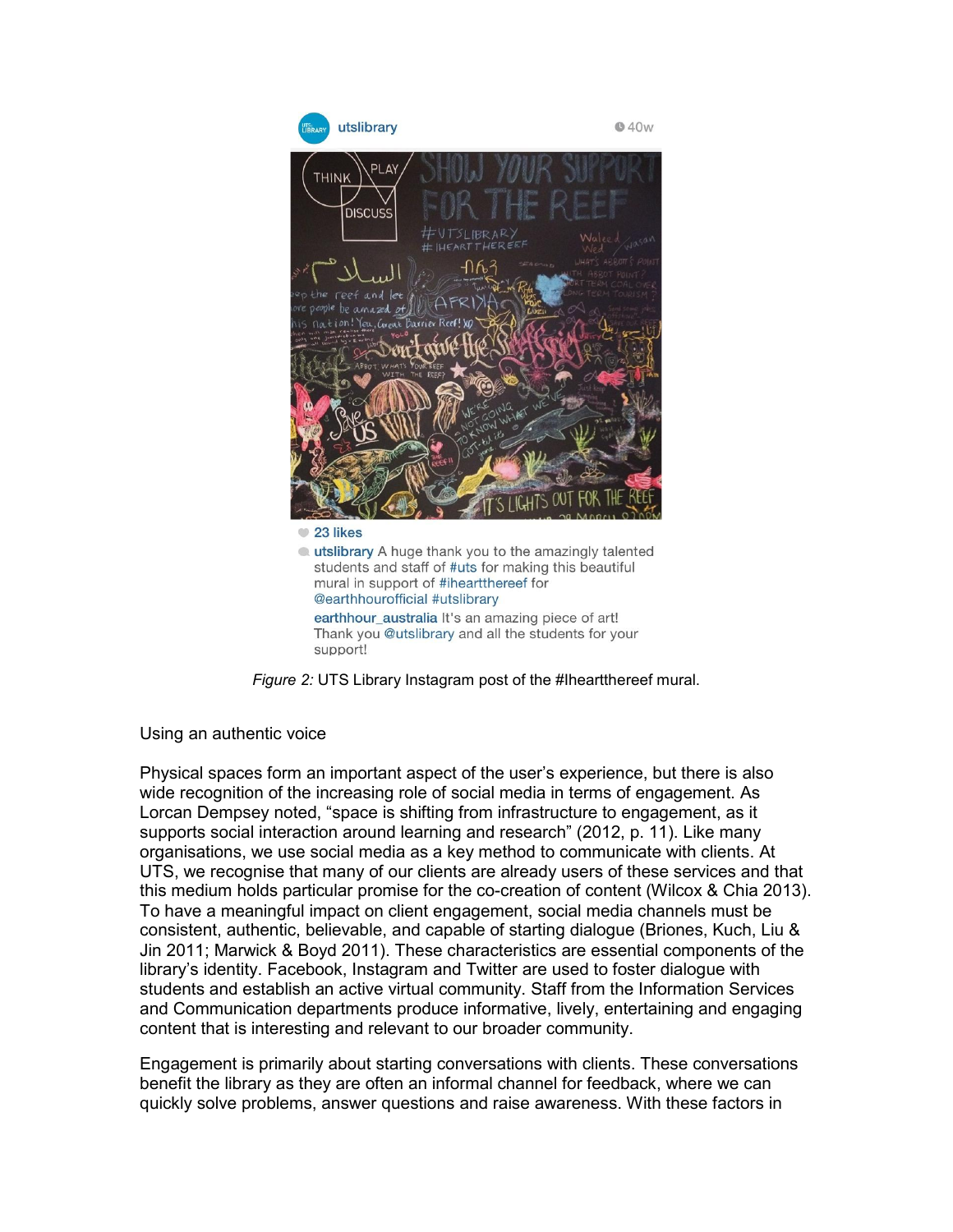utslibrary 40w

23 likes

utslibrary A huge thank you to the amazingly talented students and staff of #uts for making this beautiful mural in support of #iheartthereef for @earthhourofficial #utslibrary

earthhour_australia It's an amazing piece of art! Thank you @utslibrary and all the students for your support!

*Figure 2:* UTS Library Instagram post of the #Iheartthereef mural.

## Using an authentic voice

Physical spaces form an important aspect of the user's experience, but there is also wide recognition of the increasing role of social media in terms of engagement. As Lorcan Dempsey noted, "space is shifting from infrastructure to engagement, as it supports social interaction around learning and research" (2012, p. 11). Like many organisations, we use social media as a key method to communicate with clients. At UTS, we recognise that many of our clients are already users of these services and that this medium holds particular promise for the co-creation of content (Wilcox & Chia 2013). To have a meaningful impact on client engagement, social media channels must be consistent, authentic, believable, and capable of starting dialogue (Briones, Kuch, Liu & Jin 2011; Marwick & Boyd 2011). These characteristics are essential components of the library's identity. Facebook, Instagram and Twitter are used to foster dialogue with students and establish an active virtual community. Staff from the Information Services and Communication departments produce informative, lively, entertaining and engaging content that is interesting and relevant to our broader community.

Engagement is primarily about starting conversations with clients. These conversations benefit the library as they are often an informal channel for feedback, where we can quickly solve problems, answer questions and raise awareness. With these factors in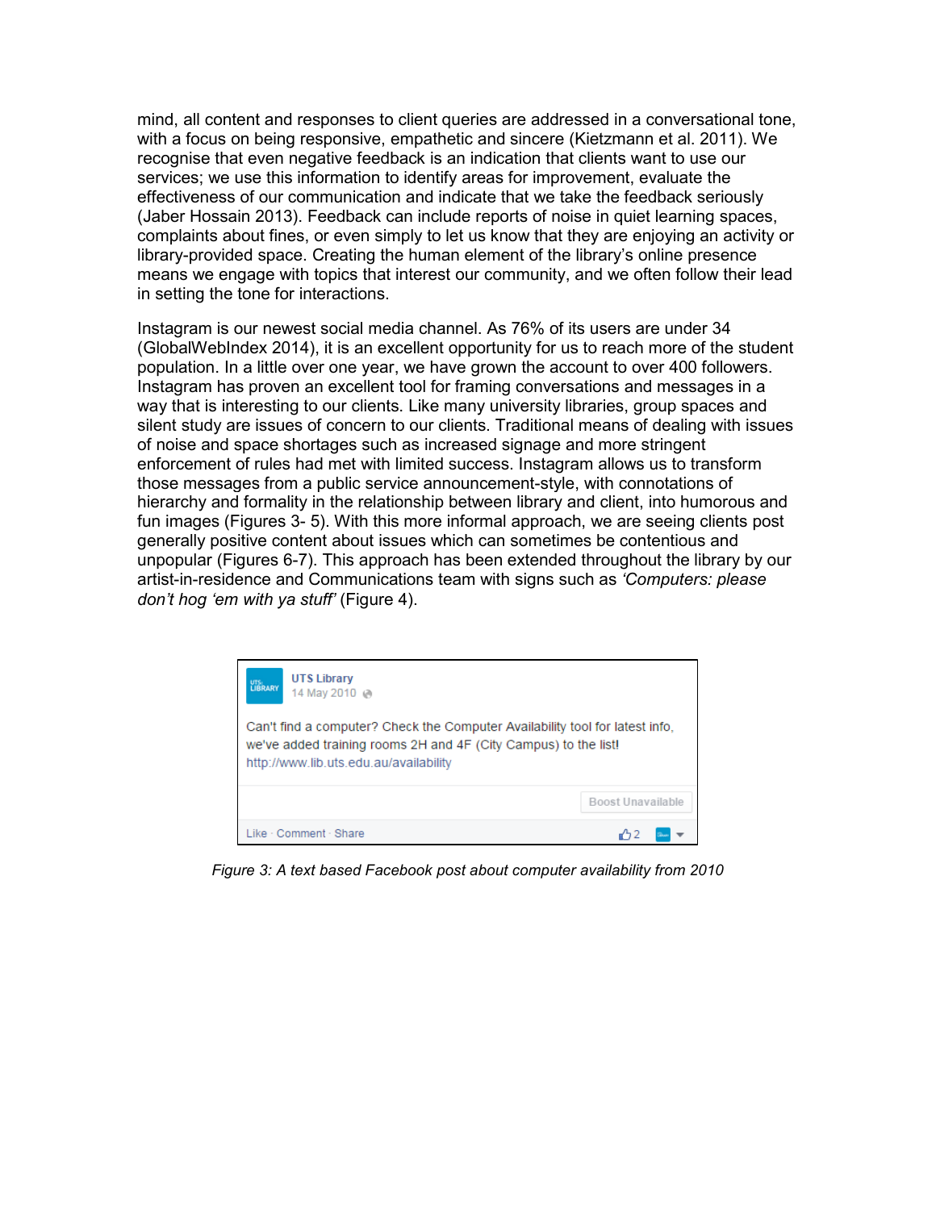mind, all content and responses to client queries are addressed in a conversational tone, with a focus on being responsive, empathetic and sincere (Kietzmann et al. 2011). We recognise that even negative feedback is an indication that clients want to use our services; we use this information to identify areas for improvement, evaluate the effectiveness of our communication and indicate that we take the feedback seriously (Jaber Hossain 2013). Feedback can include reports of noise in quiet learning spaces, complaints about fines, or even simply to let us know that they are enjoying an activity or library-provided space. Creating the human element of the library's online presence means we engage with topics that interest our community, and we often follow their lead in setting the tone for interactions.

Instagram is our newest social media channel. As 76% of its users are under 34 (GlobalWebIndex 2014), it is an excellent opportunity for us to reach more of the student population. In a little over one year, we have grown the account to over 400 followers. Instagram has proven an excellent tool for framing conversations and messages in a way that is interesting to our clients. Like many university libraries, group spaces and silent study are issues of concern to our clients. Traditional means of dealing with issues of noise and space shortages such as increased signage and more stringent enforcement of rules had met with limited success. Instagram allows us to transform those messages from a public service announcement-style, with connotations of hierarchy and formality in the relationship between library and client, into humorous and fun images (Figures 3- 5). With this more informal approach, we are seeing clients post generally positive content about issues which can sometimes be contentious and unpopular (Figures 6-7). This approach has been extended throughout the library by our artist-in-residence and Communications team with signs such as *'Computers: please don't hog 'em with ya stuff'* (Figure 4).

UTS Library
14 May 2010

Can't find a computer? Check the Computer Availability tool for latest info, we've added training rooms 2H and 4F (City Campus) to the list!
http://www.lib.uts.edu.au/availability

Boost Unavailable

Like · Comment · Share 2

*Figure 3: A text based Facebook post about computer availability from 2010*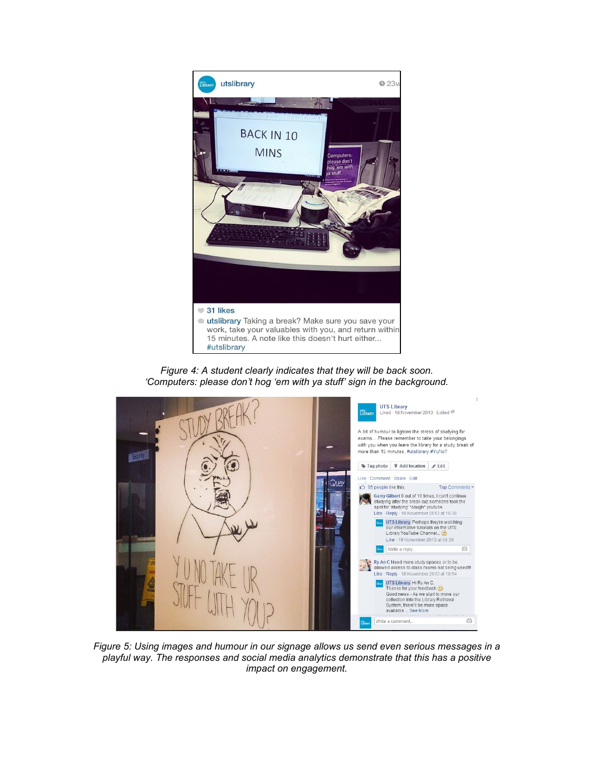*Figure 4: A student clearly indicates that they will be back soon. 'Computers: please don't hog 'em with ya stuff' sign in the background.*

*Figure 5: Using images and humour in our signage allows us send even serious messages in a playful way. The responses and social media analytics demonstrate that this has a positive impact on engagement.*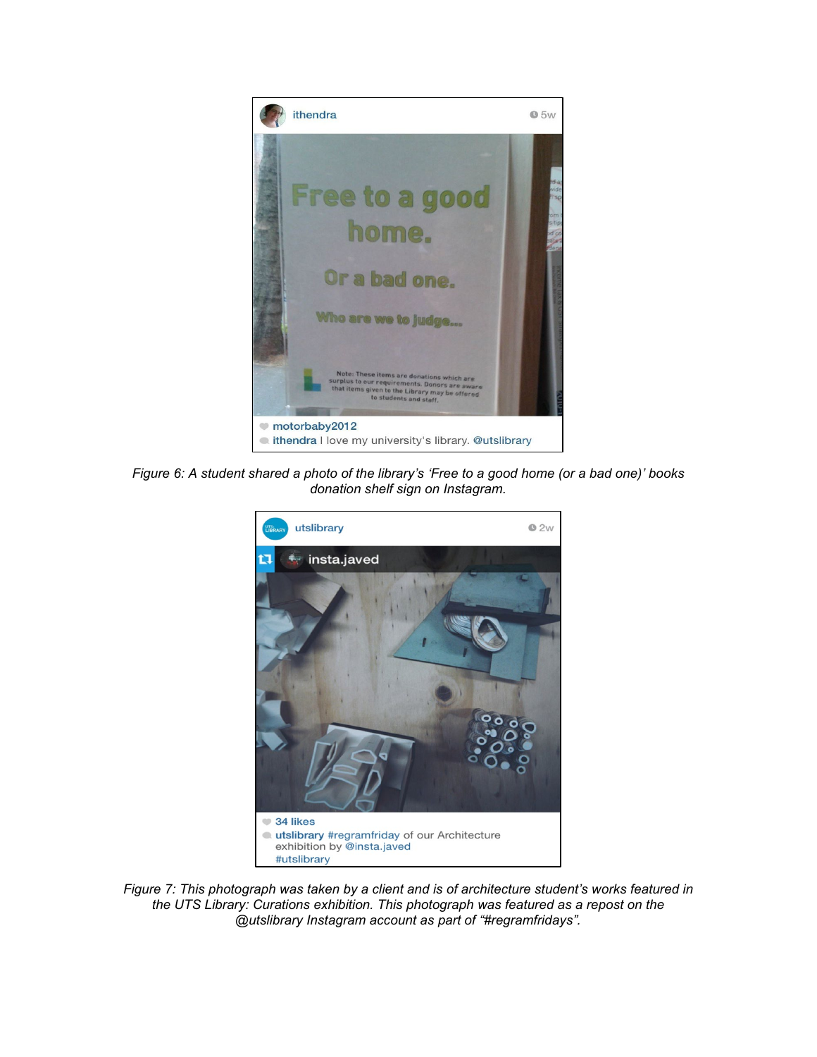*Figure 6: A student shared a photo of the library's 'Free to a good home (or a bad one)' books donation shelf sign on Instagram.*

*Figure 7: This photograph was taken by a client and is of architecture student's works featured in the UTS Library: Curations exhibition. This photograph was featured as a repost on the @utslibrary Instagram account as part of "#regramfridays".*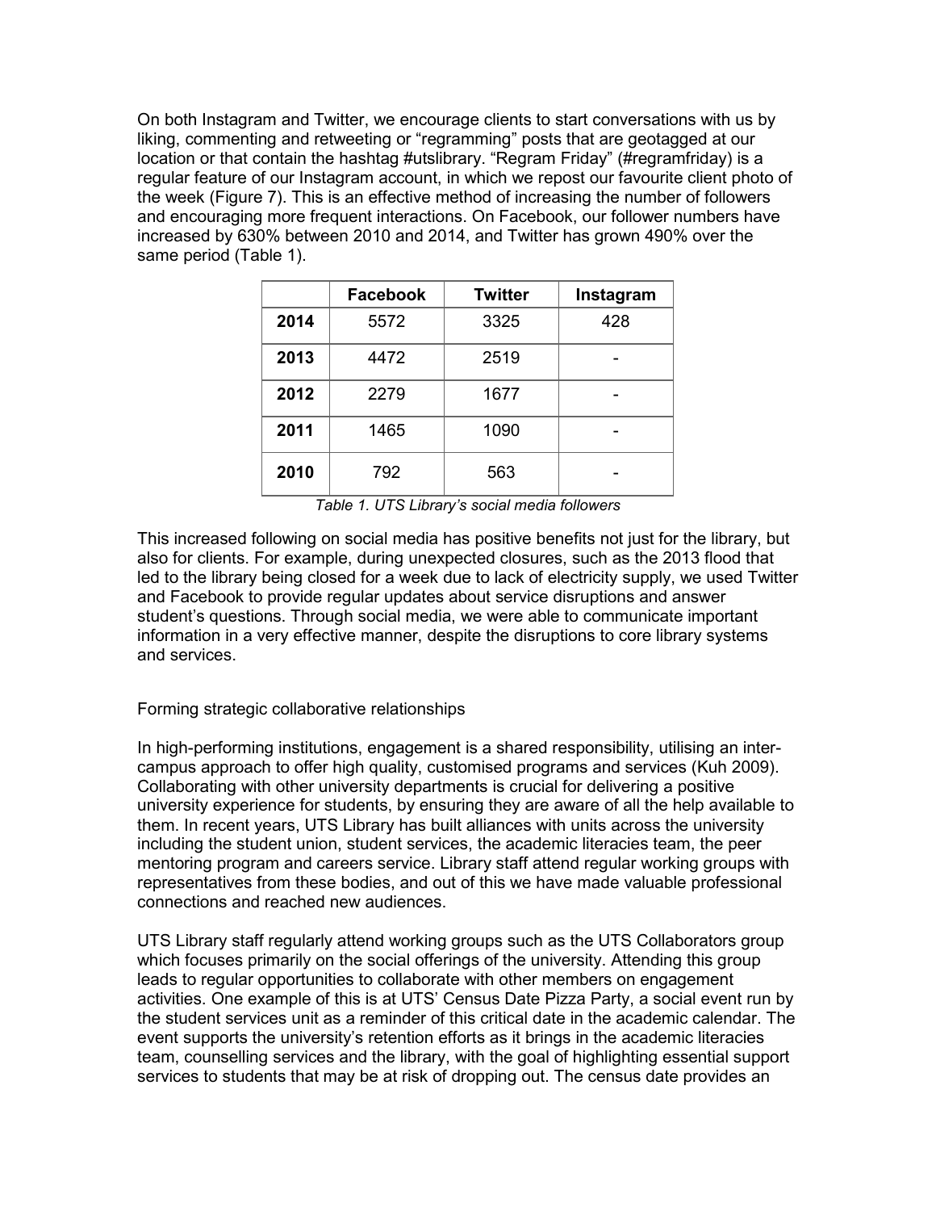On both Instagram and Twitter, we encourage clients to start conversations with us by liking, commenting and retweeting or "regramming" posts that are geotagged at our location or that contain the hashtag #utslibrary. "Regram Friday" (#regramfriday) is a regular feature of our Instagram account, in which we repost our favourite client photo of the week (Figure 7). This is an effective method of increasing the number of followers and encouraging more frequent interactions. On Facebook, our follower numbers have increased by 630% between 2010 and 2014, and Twitter has grown 490% over the same period (Table 1).

| | Facebook | Twitter | Instagram |
|---|---|---|---|
| **2014** | 5572 | 3325 | 428 |
| **2013** | 4472 | 2519 | - |
| **2012** | 2279 | 1677 | - |
| **2011** | 1465 | 1090 | - |
| **2010** | 792 | 563 | - |

*Table 1. UTS Library's social media followers*

This increased following on social media has positive benefits not just for the library, but also for clients. For example, during unexpected closures, such as the 2013 flood that led to the library being closed for a week due to lack of electricity supply, we used Twitter and Facebook to provide regular updates about service disruptions and answer student's questions. Through social media, we were able to communicate important information in a very effective manner, despite the disruptions to core library systems and services.

## Forming strategic collaborative relationships

In high-performing institutions, engagement is a shared responsibility, utilising an inter-campus approach to offer high quality, customised programs and services (Kuh 2009). Collaborating with other university departments is crucial for delivering a positive university experience for students, by ensuring they are aware of all the help available to them. In recent years, UTS Library has built alliances with units across the university including the student union, student services, the academic literacies team, the peer mentoring program and careers service. Library staff attend regular working groups with representatives from these bodies, and out of this we have made valuable professional connections and reached new audiences.

UTS Library staff regularly attend working groups such as the UTS Collaborators group which focuses primarily on the social offerings of the university. Attending this group leads to regular opportunities to collaborate with other members on engagement activities. One example of this is at UTS' Census Date Pizza Party, a social event run by the student services unit as a reminder of this critical date in the academic calendar. The event supports the university's retention efforts as it brings in the academic literacies team, counselling services and the library, with the goal of highlighting essential support services to students that may be at risk of dropping out. The census date provides an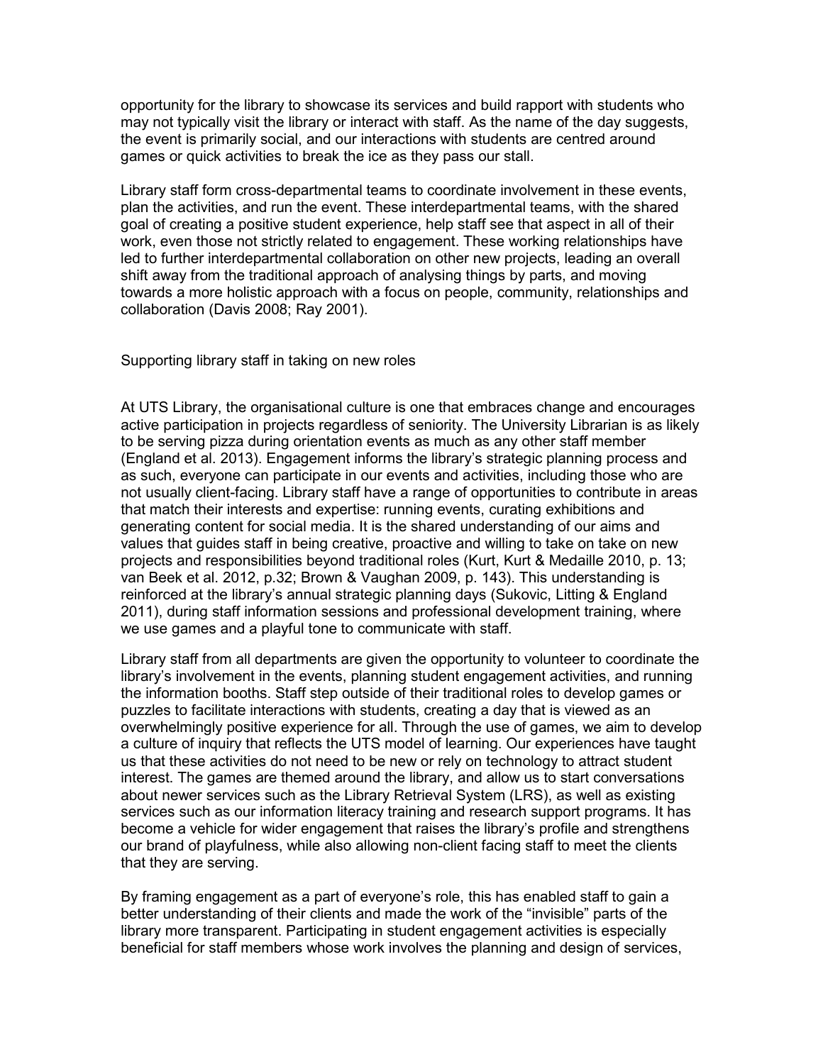opportunity for the library to showcase its services and build rapport with students who may not typically visit the library or interact with staff. As the name of the day suggests, the event is primarily social, and our interactions with students are centred around games or quick activities to break the ice as they pass our stall.

Library staff form cross-departmental teams to coordinate involvement in these events, plan the activities, and run the event. These interdepartmental teams, with the shared goal of creating a positive student experience, help staff see that aspect in all of their work, even those not strictly related to engagement. These working relationships have led to further interdepartmental collaboration on other new projects, leading an overall shift away from the traditional approach of analysing things by parts, and moving towards a more holistic approach with a focus on people, community, relationships and collaboration (Davis 2008; Ray 2001).

## Supporting library staff in taking on new roles

At UTS Library, the organisational culture is one that embraces change and encourages active participation in projects regardless of seniority. The University Librarian is as likely to be serving pizza during orientation events as much as any other staff member (England et al. 2013). Engagement informs the library's strategic planning process and as such, everyone can participate in our events and activities, including those who are not usually client-facing. Library staff have a range of opportunities to contribute in areas that match their interests and expertise: running events, curating exhibitions and generating content for social media. It is the shared understanding of our aims and values that guides staff in being creative, proactive and willing to take on take on new projects and responsibilities beyond traditional roles (Kurt, Kurt & Medaille 2010, p. 13; van Beek et al. 2012, p.32; Brown & Vaughan 2009, p. 143). This understanding is reinforced at the library's annual strategic planning days (Sukovic, Litting & England 2011), during staff information sessions and professional development training, where we use games and a playful tone to communicate with staff.

Library staff from all departments are given the opportunity to volunteer to coordinate the library's involvement in the events, planning student engagement activities, and running the information booths. Staff step outside of their traditional roles to develop games or puzzles to facilitate interactions with students, creating a day that is viewed as an overwhelmingly positive experience for all. Through the use of games, we aim to develop a culture of inquiry that reflects the UTS model of learning. Our experiences have taught us that these activities do not need to be new or rely on technology to attract student interest. The games are themed around the library, and allow us to start conversations about newer services such as the Library Retrieval System (LRS), as well as existing services such as our information literacy training and research support programs. It has become a vehicle for wider engagement that raises the library's profile and strengthens our brand of playfulness, while also allowing non-client facing staff to meet the clients that they are serving.

By framing engagement as a part of everyone's role, this has enabled staff to gain a better understanding of their clients and made the work of the "invisible" parts of the library more transparent. Participating in student engagement activities is especially beneficial for staff members whose work involves the planning and design of services,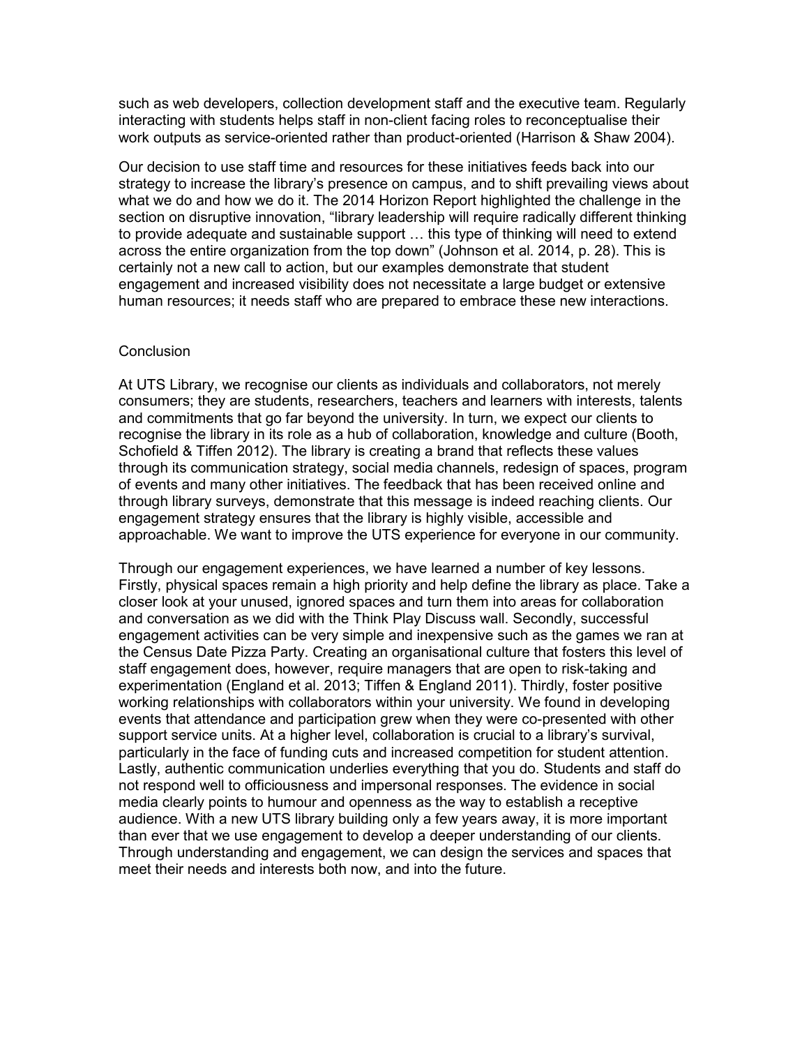such as web developers, collection development staff and the executive team. Regularly interacting with students helps staff in non-client facing roles to reconceptualise their work outputs as service-oriented rather than product-oriented (Harrison & Shaw 2004).

Our decision to use staff time and resources for these initiatives feeds back into our strategy to increase the library's presence on campus, and to shift prevailing views about what we do and how we do it. The 2014 Horizon Report highlighted the challenge in the section on disruptive innovation, "library leadership will require radically different thinking to provide adequate and sustainable support … this type of thinking will need to extend across the entire organization from the top down" (Johnson et al. 2014, p. 28). This is certainly not a new call to action, but our examples demonstrate that student engagement and increased visibility does not necessitate a large budget or extensive human resources; it needs staff who are prepared to embrace these new interactions.

## Conclusion

At UTS Library, we recognise our clients as individuals and collaborators, not merely consumers; they are students, researchers, teachers and learners with interests, talents and commitments that go far beyond the university. In turn, we expect our clients to recognise the library in its role as a hub of collaboration, knowledge and culture (Booth, Schofield & Tiffen 2012). The library is creating a brand that reflects these values through its communication strategy, social media channels, redesign of spaces, program of events and many other initiatives. The feedback that has been received online and through library surveys, demonstrate that this message is indeed reaching clients. Our engagement strategy ensures that the library is highly visible, accessible and approachable. We want to improve the UTS experience for everyone in our community.

Through our engagement experiences, we have learned a number of key lessons. Firstly, physical spaces remain a high priority and help define the library as place. Take a closer look at your unused, ignored spaces and turn them into areas for collaboration and conversation as we did with the Think Play Discuss wall. Secondly, successful engagement activities can be very simple and inexpensive such as the games we ran at the Census Date Pizza Party. Creating an organisational culture that fosters this level of staff engagement does, however, require managers that are open to risk-taking and experimentation (England et al. 2013; Tiffen & England 2011). Thirdly, foster positive working relationships with collaborators within your university. We found in developing events that attendance and participation grew when they were co-presented with other support service units. At a higher level, collaboration is crucial to a library's survival, particularly in the face of funding cuts and increased competition for student attention. Lastly, authentic communication underlies everything that you do. Students and staff do not respond well to officiousness and impersonal responses. The evidence in social media clearly points to humour and openness as the way to establish a receptive audience. With a new UTS library building only a few years away, it is more important than ever that we use engagement to develop a deeper understanding of our clients. Through understanding and engagement, we can design the services and spaces that meet their needs and interests both now, and into the future.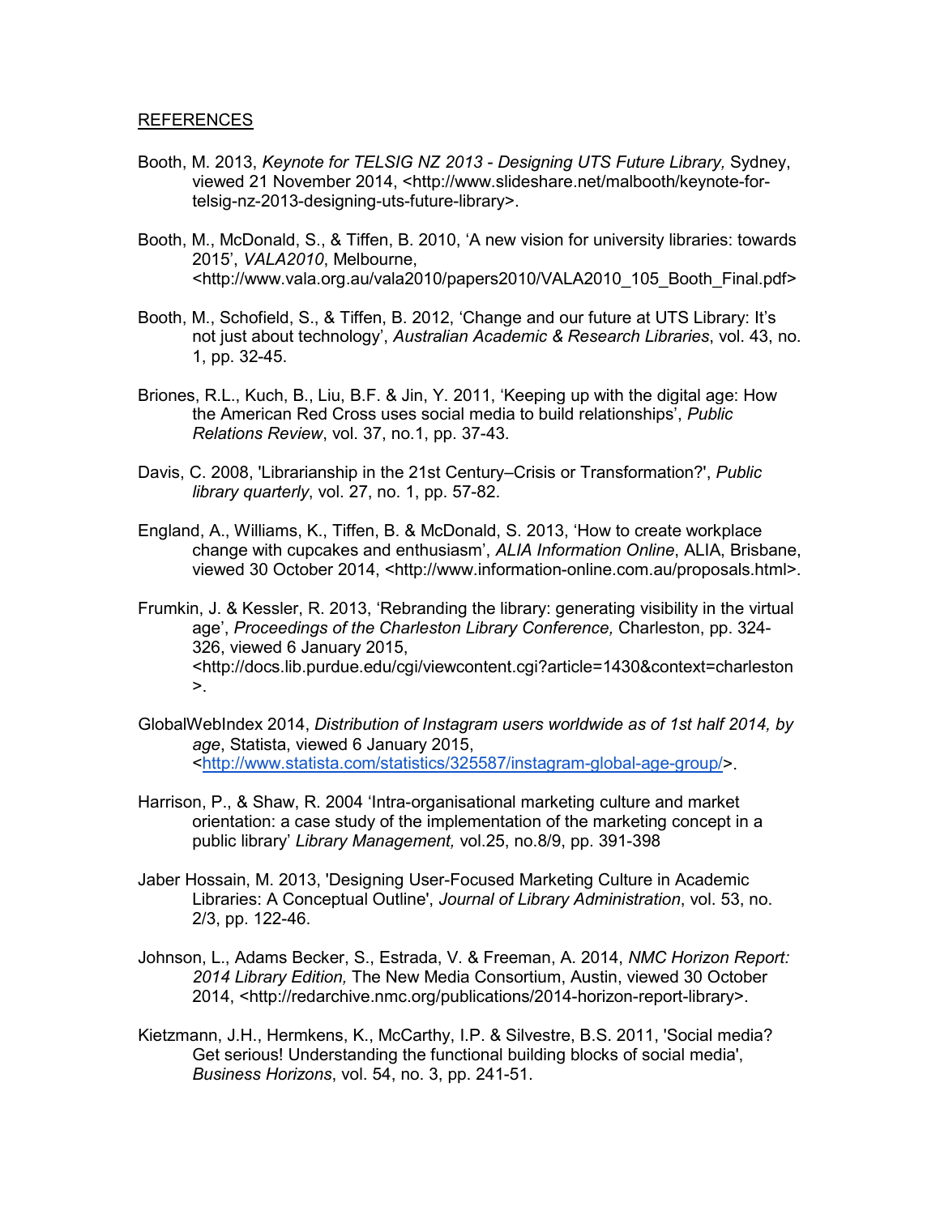REFERENCES

Booth, M. 2013, *Keynote for TELSIG NZ 2013 - Designing UTS Future Library,* Sydney, viewed 21 November 2014, <http://www.slideshare.net/malbooth/keynote-for-telsig-nz-2013-designing-uts-future-library>.

Booth, M., McDonald, S., & Tiffen, B. 2010, 'A new vision for university libraries: towards 2015', *VALA2010*, Melbourne, <http://www.vala.org.au/vala2010/papers2010/VALA2010_105_Booth_Final.pdf>

Booth, M., Schofield, S., & Tiffen, B. 2012, 'Change and our future at UTS Library: It's not just about technology', *Australian Academic & Research Libraries*, vol. 43, no. 1, pp. 32-45.

Briones, R.L., Kuch, B., Liu, B.F. & Jin, Y. 2011, 'Keeping up with the digital age: How the American Red Cross uses social media to build relationships', *Public Relations Review*, vol. 37, no.1, pp. 37-43.

Davis, C. 2008, 'Librarianship in the 21st Century–Crisis or Transformation?', *Public library quarterly*, vol. 27, no. 1, pp. 57-82.

England, A., Williams, K., Tiffen, B. & McDonald, S. 2013, 'How to create workplace change with cupcakes and enthusiasm', *ALIA Information Online*, ALIA, Brisbane, viewed 30 October 2014, <http://www.information-online.com.au/proposals.html>.

Frumkin, J. & Kessler, R. 2013, 'Rebranding the library: generating visibility in the virtual age', *Proceedings of the Charleston Library Conference,* Charleston, pp. 324-326, viewed 6 January 2015, <http://docs.lib.purdue.edu/cgi/viewcontent.cgi?article=1430&context=charleston>.

GlobalWebIndex 2014, *Distribution of Instagram users worldwide as of 1st half 2014, by age*, Statista, viewed 6 January 2015, <http://www.statista.com/statistics/325587/instagram-global-age-group/>.

Harrison, P., & Shaw, R. 2004 'Intra-organisational marketing culture and market orientation: a case study of the implementation of the marketing concept in a public library' *Library Management,* vol.25, no.8/9, pp. 391-398

Jaber Hossain, M. 2013, 'Designing User-Focused Marketing Culture in Academic Libraries: A Conceptual Outline', *Journal of Library Administration*, vol. 53, no. 2/3, pp. 122-46.

Johnson, L., Adams Becker, S., Estrada, V. & Freeman, A. 2014, *NMC Horizon Report: 2014 Library Edition,* The New Media Consortium, Austin, viewed 30 October 2014, <http://redarchive.nmc.org/publications/2014-horizon-report-library>.

Kietzmann, J.H., Hermkens, K., McCarthy, I.P. & Silvestre, B.S. 2011, 'Social media? Get serious! Understanding the functional building blocks of social media', *Business Horizons*, vol. 54, no. 3, pp. 241-51.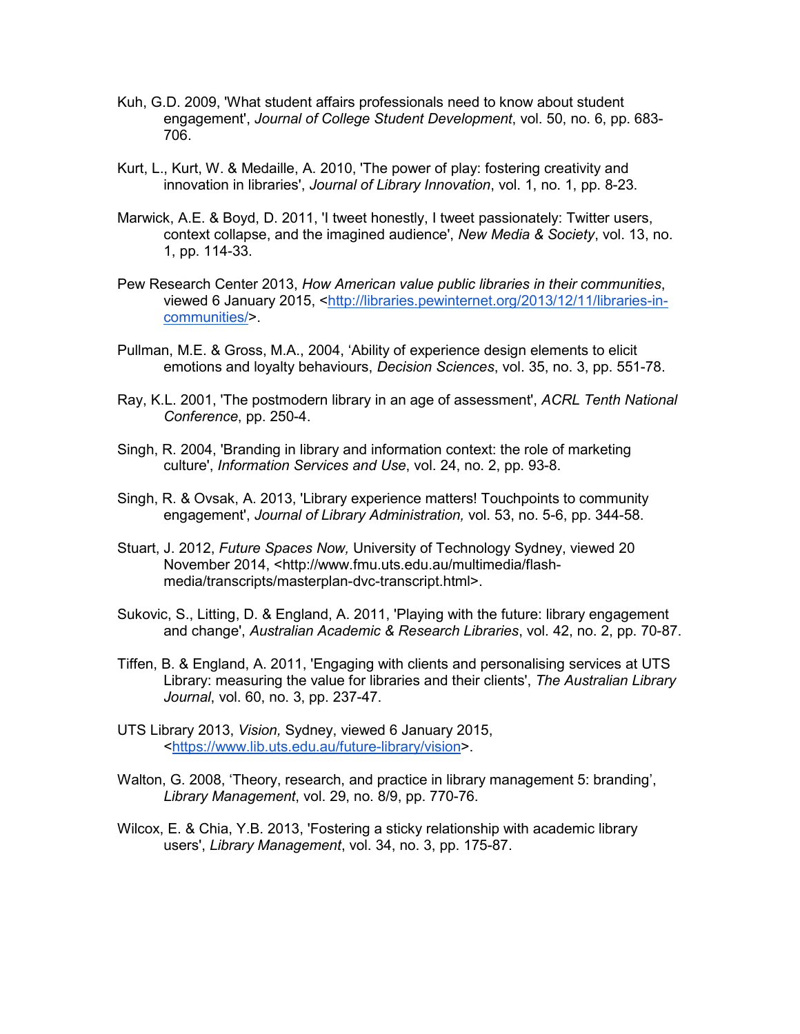Kuh, G.D. 2009, 'What student affairs professionals need to know about student engagement', *Journal of College Student Development*, vol. 50, no. 6, pp. 683-706.

Kurt, L., Kurt, W. & Medaille, A. 2010, 'The power of play: fostering creativity and innovation in libraries', *Journal of Library Innovation*, vol. 1, no. 1, pp. 8-23.

Marwick, A.E. & Boyd, D. 2011, 'I tweet honestly, I tweet passionately: Twitter users, context collapse, and the imagined audience', *New Media & Society*, vol. 13, no. 1, pp. 114-33.

Pew Research Center 2013, *How American value public libraries in their communities*, viewed 6 January 2015, <http://libraries.pewinternet.org/2013/12/11/libraries-in-communities/>.

Pullman, M.E. & Gross, M.A., 2004, 'Ability of experience design elements to elicit emotions and loyalty behaviours, *Decision Sciences*, vol. 35, no. 3, pp. 551-78.

Ray, K.L. 2001, 'The postmodern library in an age of assessment', *ACRL Tenth National Conference*, pp. 250-4.

Singh, R. 2004, 'Branding in library and information context: the role of marketing culture', *Information Services and Use*, vol. 24, no. 2, pp. 93-8.

Singh, R. & Ovsak, A. 2013, 'Library experience matters! Touchpoints to community engagement', *Journal of Library Administration,* vol. 53, no. 5-6, pp. 344-58.

Stuart, J. 2012, *Future Spaces Now,* University of Technology Sydney, viewed 20 November 2014, <http://www.fmu.uts.edu.au/multimedia/flash-media/transcripts/masterplan-dvc-transcript.html>.

Sukovic, S., Litting, D. & England, A. 2011, 'Playing with the future: library engagement and change', *Australian Academic & Research Libraries*, vol. 42, no. 2, pp. 70-87.

Tiffen, B. & England, A. 2011, 'Engaging with clients and personalising services at UTS Library: measuring the value for libraries and their clients', *The Australian Library Journal*, vol. 60, no. 3, pp. 237-47.

UTS Library 2013, *Vision,* Sydney, viewed 6 January 2015, <https://www.lib.uts.edu.au/future-library/vision>.

Walton, G. 2008, 'Theory, research, and practice in library management 5: branding', *Library Management*, vol. 29, no. 8/9, pp. 770-76.

Wilcox, E. & Chia, Y.B. 2013, 'Fostering a sticky relationship with academic library users', *Library Management*, vol. 34, no. 3, pp. 175-87.